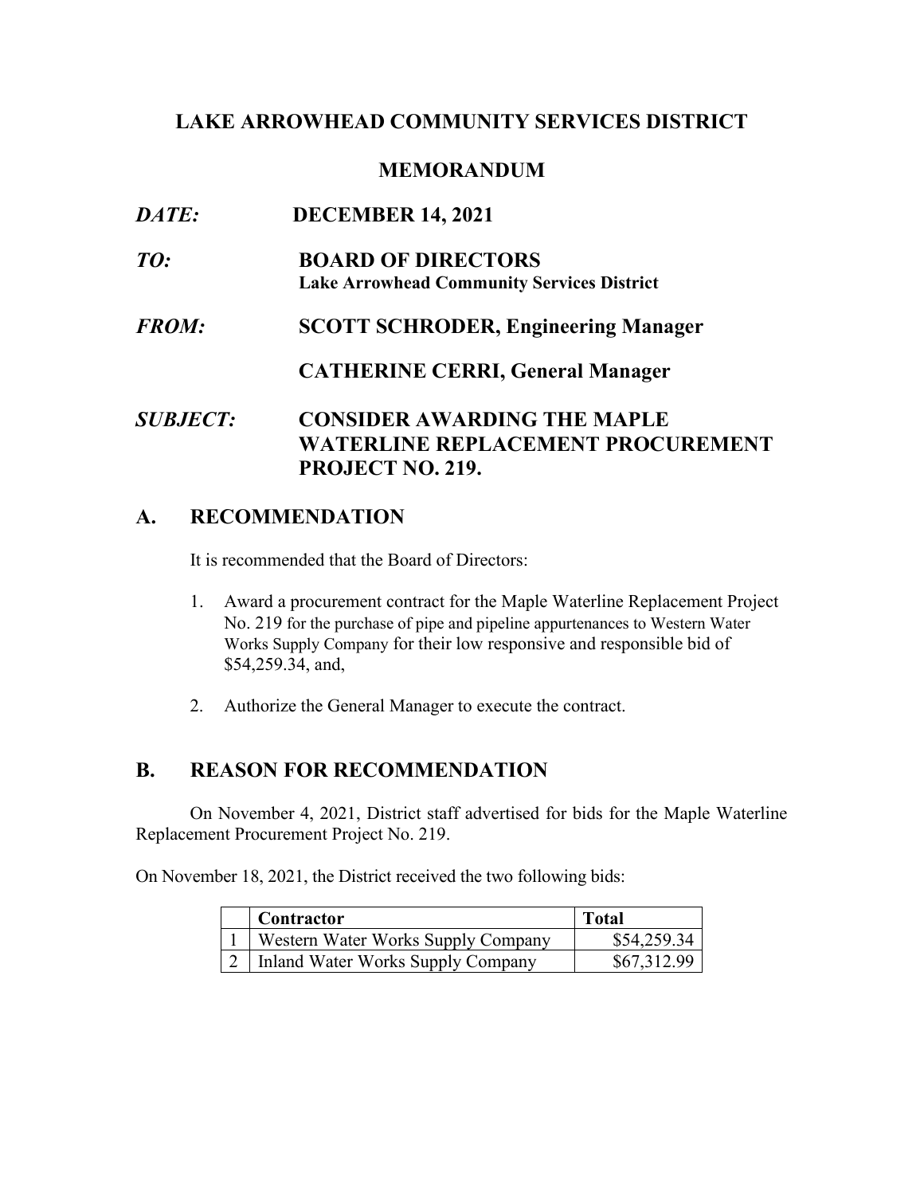# LAKE ARROWHEAD COMMUNITY SERVICES DISTRICT

## MEMORANDUM

***DATE:*** **DECEMBER 14, 2021**

***TO:*** **BOARD OF DIRECTORS**
**Lake Arrowhead Community Services District**

***FROM:*** **SCOTT SCHRODER, Engineering Manager**

**CATHERINE CERRI, General Manager**

***SUBJECT:*** **CONSIDER AWARDING THE MAPLE WATERLINE REPLACEMENT PROCUREMENT PROJECT NO. 219.**

## A. RECOMMENDATION

It is recommended that the Board of Directors:

1. Award a procurement contract for the Maple Waterline Replacement Project No. 219 for the purchase of pipe and pipeline appurtenances to Western Water Works Supply Company for their low responsive and responsible bid of $54,259.34, and,

2. Authorize the General Manager to execute the contract.

## B. REASON FOR RECOMMENDATION

On November 4, 2021, District staff advertised for bids for the Maple Waterline Replacement Procurement Project No. 219.

On November 18, 2021, the District received the two following bids:

| | Contractor | Total |
|---|---|---|
| 1 | Western Water Works Supply Company | $54,259.34 |
| 2 | Inland Water Works Supply Company | $67,312.99 |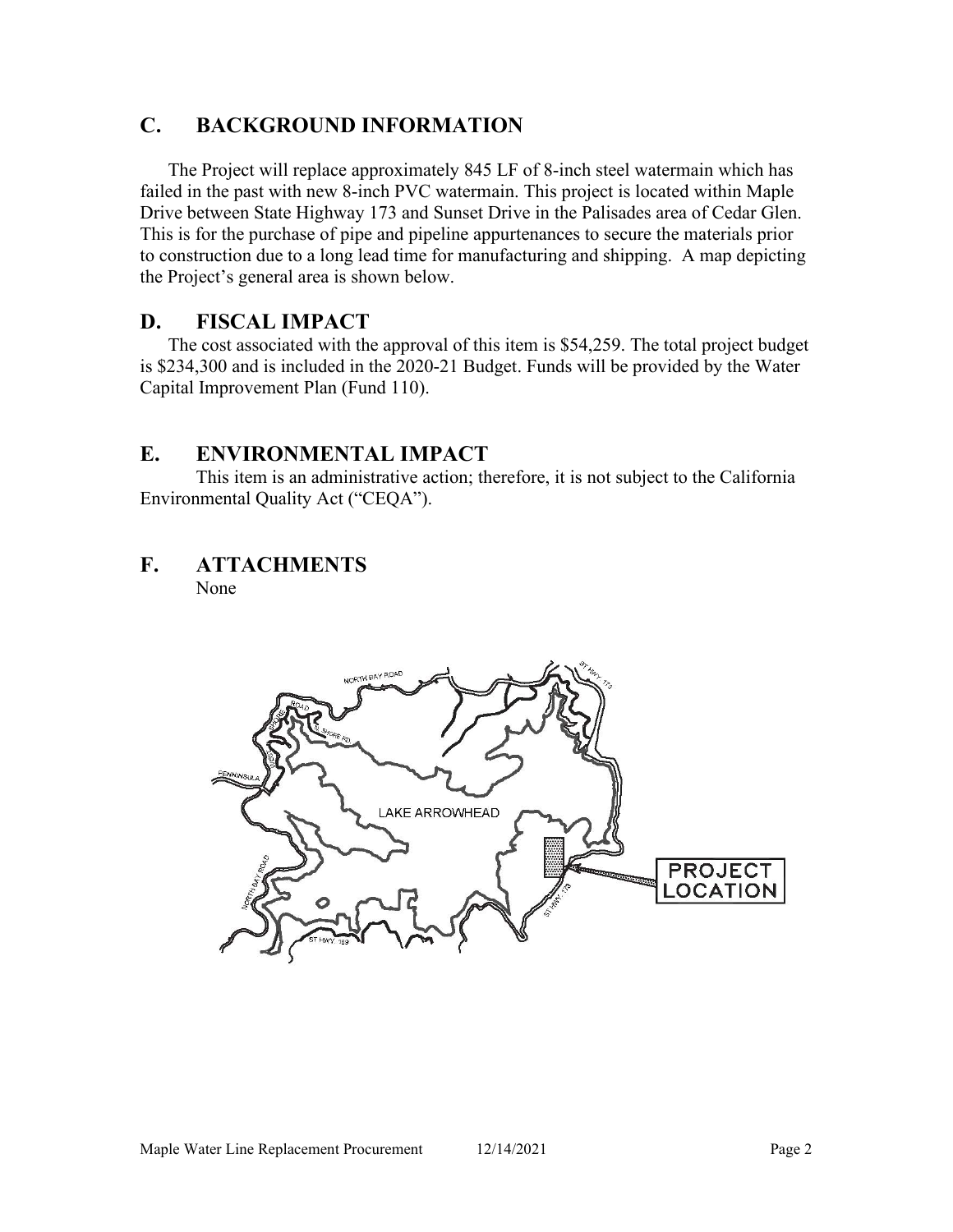## C. BACKGROUND INFORMATION

The Project will replace approximately 845 LF of 8-inch steel watermain which has failed in the past with new 8-inch PVC watermain. This project is located within Maple Drive between State Highway 173 and Sunset Drive in the Palisades area of Cedar Glen. This is for the purchase of pipe and pipeline appurtenances to secure the materials prior to construction due to a long lead time for manufacturing and shipping. A map depicting the Project's general area is shown below.

## D. FISCAL IMPACT

The cost associated with the approval of this item is $54,259. The total project budget is $234,300 and is included in the 2020-21 Budget. Funds will be provided by the Water Capital Improvement Plan (Fund 110).

## E. ENVIRONMENTAL IMPACT

This item is an administrative action; therefore, it is not subject to the California Environmental Quality Act ("CEQA").

## F. ATTACHMENTS

None

NORTH BAY ROAD
ST HWY 173
SHORE ROAD
N. SHORE RD.
PENNINSULA
LAKE ARROWHEAD
NORTH BAY ROAD
ST HWY 173
ST HWY 189
PROJECT LOCATION